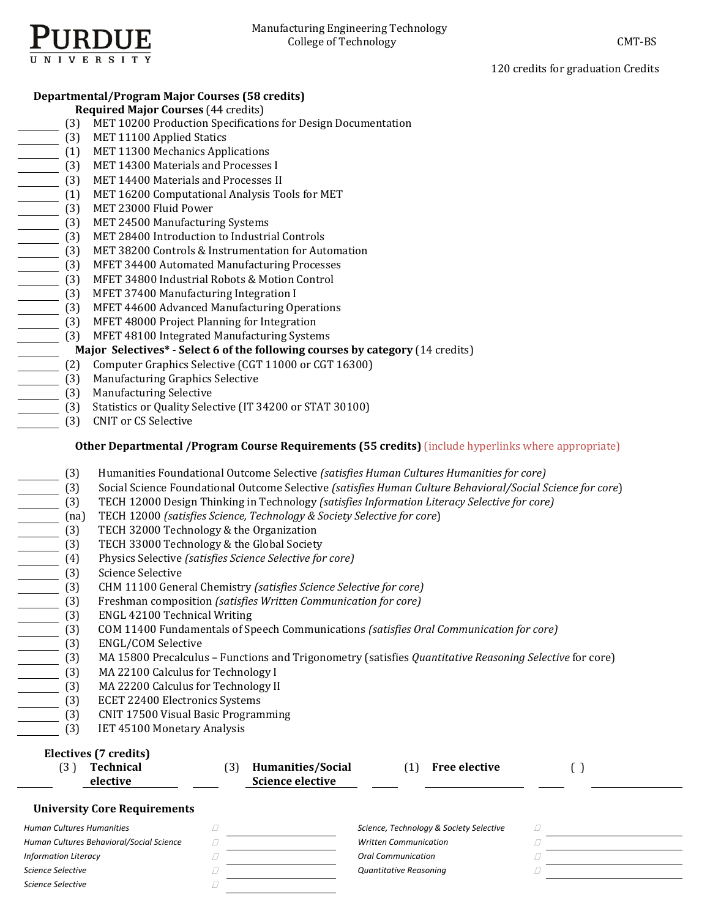**PURDUE UNIVERSITY**

Manufacturing Engineering Technology
College of Technology

CMT-BS

120 credits for graduation Credits

## Departmental/Program Major Courses (58 credits)

### Required Major Courses (44 credits)

- ______ (3) MET 10200 Production Specifications for Design Documentation
- ______ (3) MET 11100 Applied Statics
- ______ (1) MET 11300 Mechanics Applications
- ______ (3) MET 14300 Materials and Processes I
- ______ (3) MET 14400 Materials and Processes II
- ______ (1) MET 16200 Computational Analysis Tools for MET
- ______ (3) MET 23000 Fluid Power
- ______ (3) MET 24500 Manufacturing Systems
- ______ (3) MET 28400 Introduction to Industrial Controls
- ______ (3) MET 38200 Controls & Instrumentation for Automation
- ______ (3) MFET 34400 Automated Manufacturing Processes
- ______ (3) MFET 34800 Industrial Robots & Motion Control
- ______ (3) MFET 37400 Manufacturing Integration I
- ______ (3) MFET 44600 Advanced Manufacturing Operations
- ______ (3) MFET 48000 Project Planning for Integration
- ______ (3) MFET 48100 Integrated Manufacturing Systems

### Major Selectives* - Select 6 of the following courses by category (14 credits)

- ______ (2) Computer Graphics Selective (CGT 11000 or CGT 16300)
- ______ (3) Manufacturing Graphics Selective
- ______ (3) Manufacturing Selective
- ______ (3) Statistics or Quality Selective (IT 34200 or STAT 30100)
- ______ (3) CNIT or CS Selective

### Other Departmental /Program Course Requirements (55 credits) (include hyperlinks where appropriate)

- ______ (3) Humanities Foundational Outcome Selective *(satisfies Human Cultures Humanities for core)*
- ______ (3) Social Science Foundational Outcome Selective *(satisfies Human Culture Behavioral/Social Science for core)*
- ______ (3) TECH 12000 Design Thinking in Technology *(satisfies Information Literacy Selective for core)*
- ______ (na) TECH 12000 *(satisfies Science, Technology & Society Selective for core)*
- ______ (3) TECH 32000 Technology & the Organization
- ______ (3) TECH 33000 Technology & the Global Society
- ______ (4) Physics Selective *(satisfies Science Selective for core)*
- ______ (3) Science Selective
- ______ (3) CHM 11100 General Chemistry *(satisfies Science Selective for core)*
- ______ (3) Freshman composition *(satisfies Written Communication for core)*
- ______ (3) ENGL 42100 Technical Writing
- ______ (3) COM 11400 Fundamentals of Speech Communications *(satisfies Oral Communication for core)*
- ______ (3) ENGL/COM Selective
- ______ (3) MA 15800 Precalculus – Functions and Trigonometry (satisfies *Quantitative Reasoning Selective* for core)
- ______ (3) MA 22100 Calculus for Technology I
- ______ (3) MA 22200 Calculus for Technology II
- ______ (3) ECET 22400 Electronics Systems
- ______ (3) CNIT 17500 Visual Basic Programming
- ______ (3) IET 45100 Monetary Analysis

### Electives (7 credits)

| | | | | | | | |
|---|---|---|---|---|---|---|---|
| (3) | **Technical elective** | (3) | **Humanities/Social Science elective** | (1) | **Free elective** | ( ) | |
| ______ | ______ | ______ | ______ | ______ | ______ | ______ | ______ |

### University Core Requirements

| Requirement | ☐ | | Requirement | ☐ | |
|---|---|---|---|---|---|
| *Human Cultures Humanities* | ☐ | ______ | *Science, Technology & Society Selective* | ☐ | ______ |
| *Human Cultures Behavioral/Social Science* | ☐ | ______ | *Written Communication* | ☐ | ______ |
| *Information Literacy* | ☐ | ______ | *Oral Communication* | ☐ | ______ |
| *Science Selective* | ☐ | ______ | *Quantitative Reasoning* | ☐ | ______ |
| *Science Selective* | ☐ | ______ | | | |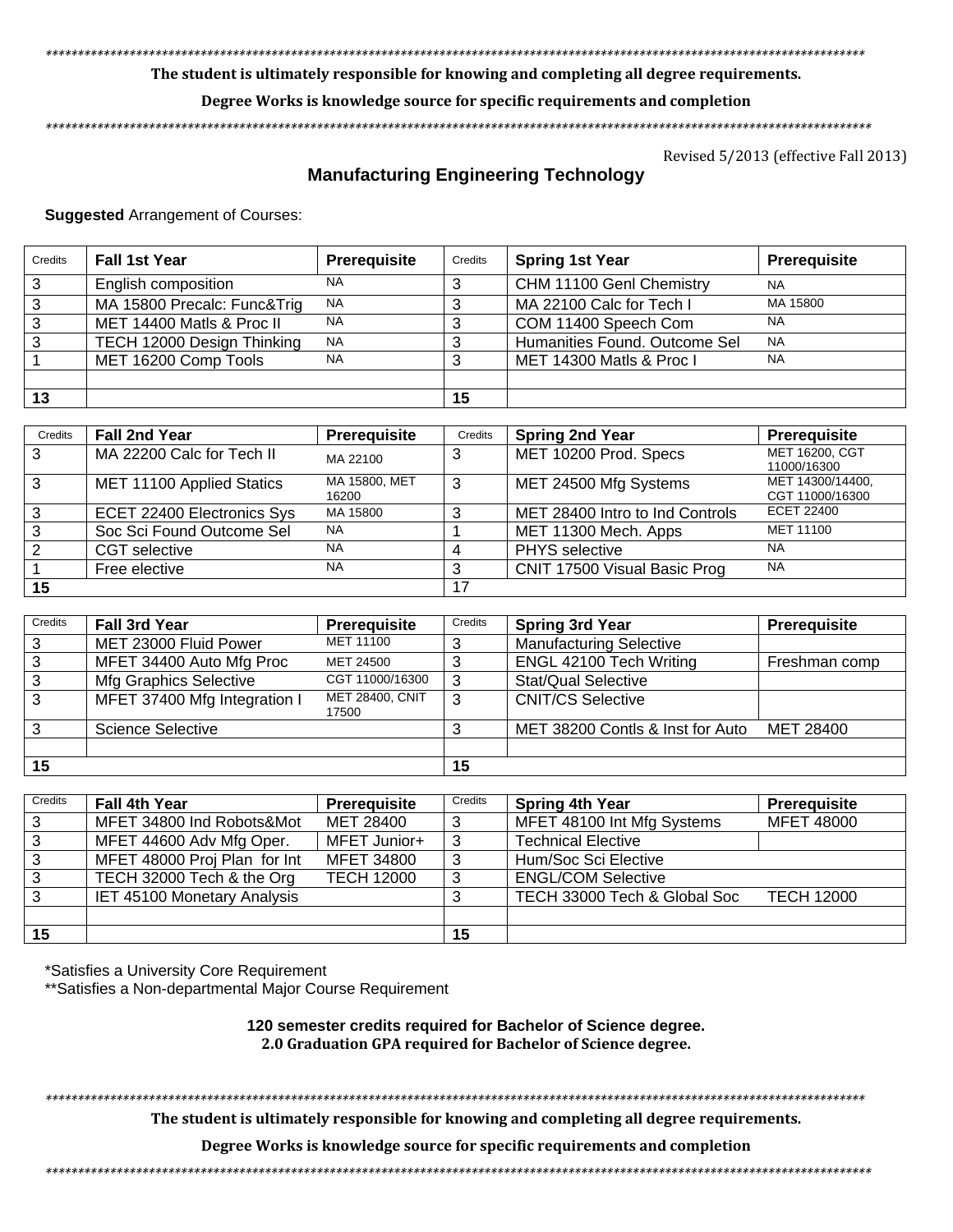*********************************************************************************************************************************

**The student is ultimately responsible for knowing and completing all degree requirements.**

**Degree Works is knowledge source for specific requirements and completion**

*********************************************************************************************************************************

Revised 5/2013 (effective Fall 2013)

## Manufacturing Engineering Technology

**Suggested** Arrangement of Courses:

| Credits | Fall 1st Year | Prerequisite | Credits | Spring 1st Year | Prerequisite |
|---|---|---|---|---|---|
| 3 | English composition | NA | 3 | CHM 11100 Genl Chemistry | NA |
| 3 | MA 15800 Precalc: Func&Trig | NA | 3 | MA 22100 Calc for Tech I | MA 15800 |
| 3 | MET 14400 Matls & Proc II | NA | 3 | COM 11400 Speech Com | NA |
| 3 | TECH 12000 Design Thinking | NA | 3 | Humanities Found. Outcome Sel | NA |
| 1 | MET 16200 Comp Tools | NA | 3 | MET 14300 Matls & Proc I | NA |
| | | | | | |
| 13 | | | 15 | | |

| Credits | Fall 2nd Year | Prerequisite | Credits | Spring 2nd Year | Prerequisite |
|---|---|---|---|---|---|
| 3 | MA 22200 Calc for Tech II | MA 22100 | 3 | MET 10200 Prod. Specs | MET 16200, CGT 11000/16300 |
| 3 | MET 11100 Applied Statics | MA 15800, MET 16200 | 3 | MET 24500 Mfg Systems | MET 14300/14400, CGT 11000/16300 |
| 3 | ECET 22400 Electronics Sys | MA 15800 | 3 | MET 28400 Intro to Ind Controls | ECET 22400 |
| 3 | Soc Sci Found Outcome Sel | NA | 1 | MET 11300 Mech. Apps | MET 11100 |
| 2 | CGT selective | NA | 4 | PHYS selective | NA |
| 1 | Free elective | NA | 3 | CNIT 17500 Visual Basic Prog | NA |
| 15 | | | 17 | | |

| Credits | Fall 3rd Year | Prerequisite | Credits | Spring 3rd Year | Prerequisite |
|---|---|---|---|---|---|
| 3 | MET 23000 Fluid Power | MET 11100 | 3 | Manufacturing Selective | |
| 3 | MFET 34400 Auto Mfg Proc | MET 24500 | 3 | ENGL 42100 Tech Writing | Freshman comp |
| 3 | Mfg Graphics Selective | CGT 11000/16300 | 3 | Stat/Qual Selective | |
| 3 | MFET 37400 Mfg Integration I | MET 28400, CNIT 17500 | 3 | CNIT/CS Selective | |
| 3 | Science Selective | | 3 | MET 38200 Contls & Inst for Auto | MET 28400 |
| | | | | | |
| 15 | | | 15 | | |

| Credits | Fall 4th Year | Prerequisite | Credits | Spring 4th Year | Prerequisite |
|---|---|---|---|---|---|
| 3 | MFET 34800 Ind Robots&Mot | MET 28400 | 3 | MFET 48100 Int Mfg Systems | MFET 48000 |
| 3 | MFET 44600 Adv Mfg Oper. | MFET Junior+ | 3 | Technical Elective | |
| 3 | MFET 48000 Proj Plan for Int | MFET 34800 | 3 | Hum/Soc Sci Elective | |
| 3 | TECH 32000 Tech & the Org | TECH 12000 | 3 | ENGL/COM Selective | |
| 3 | IET 45100 Monetary Analysis | | 3 | TECH 33000 Tech & Global Soc | TECH 12000 |
| | | | | | |
| 15 | | | 15 | | |

*Satisfies a University Core Requirement

**Satisfies a Non-departmental Major Course Requirement

**120 semester credits required for Bachelor of Science degree.**
**2.0 Graduation GPA required for Bachelor of Science degree.**

*********************************************************************************************************************************

**The student is ultimately responsible for knowing and completing all degree requirements.**

**Degree Works is knowledge source for specific requirements and completion**

*********************************************************************************************************************************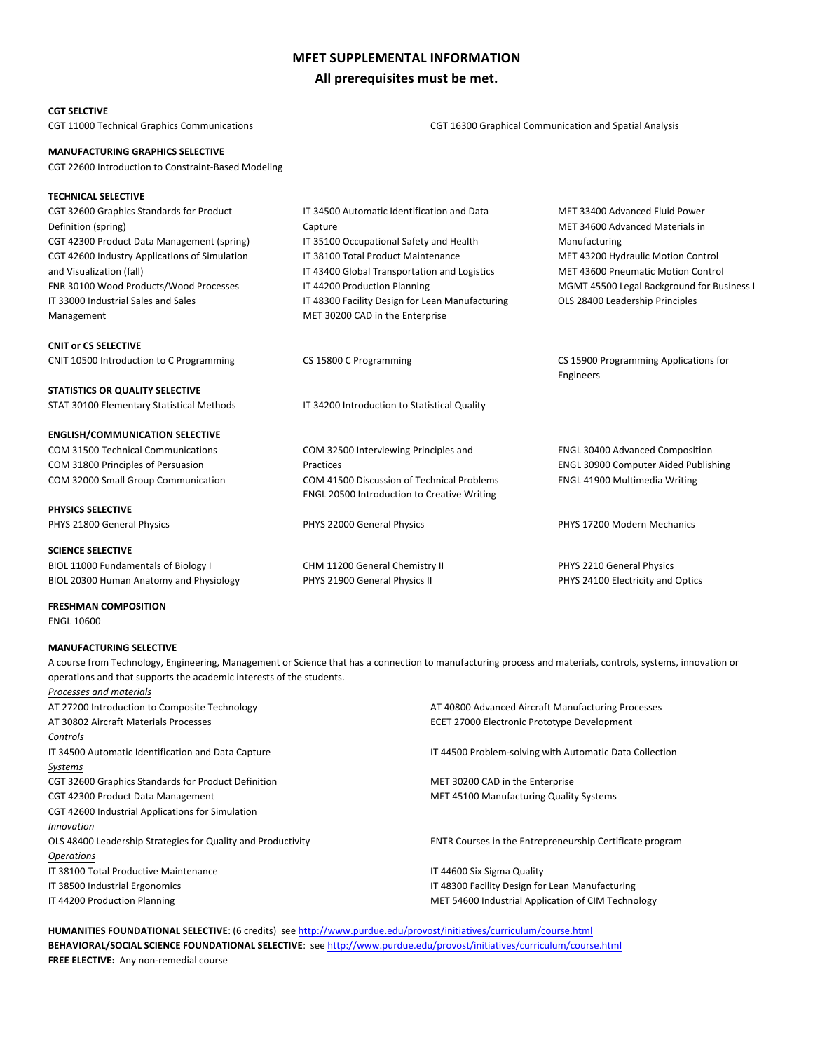# MFET SUPPLEMENTAL INFORMATION

## All prerequisites must be met.

**CGT SELCTIVE**

CGT 11000 Technical Graphics Communications

CGT 16300 Graphical Communication and Spatial Analysis

**MANUFACTURING GRAPHICS SELECTIVE**

CGT 22600 Introduction to Constraint-Based Modeling

**TECHNICAL SELECTIVE**

CGT 32600 Graphics Standards for Product Definition (spring)

CGT 42300 Product Data Management (spring)

CGT 42600 Industry Applications of Simulation and Visualization (fall)

FNR 30100 Wood Products/Wood Processes

IT 33000 Industrial Sales and Sales Management

IT 34500 Automatic Identification and Data Capture

IT 35100 Occupational Safety and Health

IT 38100 Total Product Maintenance

IT 43400 Global Transportation and Logistics

IT 44200 Production Planning

IT 48300 Facility Design for Lean Manufacturing

MET 30200 CAD in the Enterprise

MET 33400 Advanced Fluid Power

MET 34600 Advanced Materials in Manufacturing

MET 43200 Hydraulic Motion Control

MET 43600 Pneumatic Motion Control

MGMT 45500 Legal Background for Business I

OLS 28400 Leadership Principles

**CNIT or CS SELECTIVE**

CNIT 10500 Introduction to C Programming

CS 15800 C Programming

CS 15900 Programming Applications for Engineers

**STATISTICS OR QUALITY SELECTIVE**

STAT 30100 Elementary Statistical Methods

IT 34200 Introduction to Statistical Quality

**ENGLISH/COMMUNICATION SELECTIVE**

COM 31500 Technical Communications

COM 31800 Principles of Persuasion

COM 32000 Small Group Communication

COM 32500 Interviewing Principles and Practices

COM 41500 Discussion of Technical Problems

ENGL 20500 Introduction to Creative Writing

ENGL 30400 Advanced Composition

ENGL 30900 Computer Aided Publishing

ENGL 41900 Multimedia Writing

**PHYSICS SELECTIVE**

PHYS 21800 General Physics

PHYS 22000 General Physics

PHYS 17200 Modern Mechanics

**SCIENCE SELECTIVE**

BIOL 11000 Fundamentals of Biology I

BIOL 20300 Human Anatomy and Physiology

CHM 11200 General Chemistry II

PHYS 21900 General Physics II

PHYS 2210 General Physics

PHYS 24100 Electricity and Optics

**FRESHMAN COMPOSITION**

ENGL 10600

**MANUFACTURING SELECTIVE**

A course from Technology, Engineering, Management or Science that has a connection to manufacturing process and materials, controls, systems, innovation or operations and that supports the academic interests of the students.

*Processes and materials*

AT 27200 Introduction to Composite Technology

AT 30802 Aircraft Materials Processes

AT 40800 Advanced Aircraft Manufacturing Processes

ECET 27000 Electronic Prototype Development

*Controls*

IT 34500 Automatic Identification and Data Capture

IT 44500 Problem-solving with Automatic Data Collection

*Systems*

CGT 32600 Graphics Standards for Product Definition

CGT 42300 Product Data Management

CGT 42600 Industrial Applications for Simulation

MET 30200 CAD in the Enterprise

MET 45100 Manufacturing Quality Systems

*Innovation*

OLS 48400 Leadership Strategies for Quality and Productivity

ENTR Courses in the Entrepreneurship Certificate program

*Operations*

IT 38100 Total Productive Maintenance

IT 38500 Industrial Ergonomics

IT 44200 Production Planning

IT 44600 Six Sigma Quality

IT 48300 Facility Design for Lean Manufacturing

MET 54600 Industrial Application of CIM Technology

**HUMANITIES FOUNDATIONAL SELECTIVE**: (6 credits) see http://www.purdue.edu/provost/initiatives/curriculum/course.html

**BEHAVIORAL/SOCIAL SCIENCE FOUNDATIONAL SELECTIVE**: see http://www.purdue.edu/provost/initiatives/curriculum/course.html

**FREE ELECTIVE:** Any non-remedial course